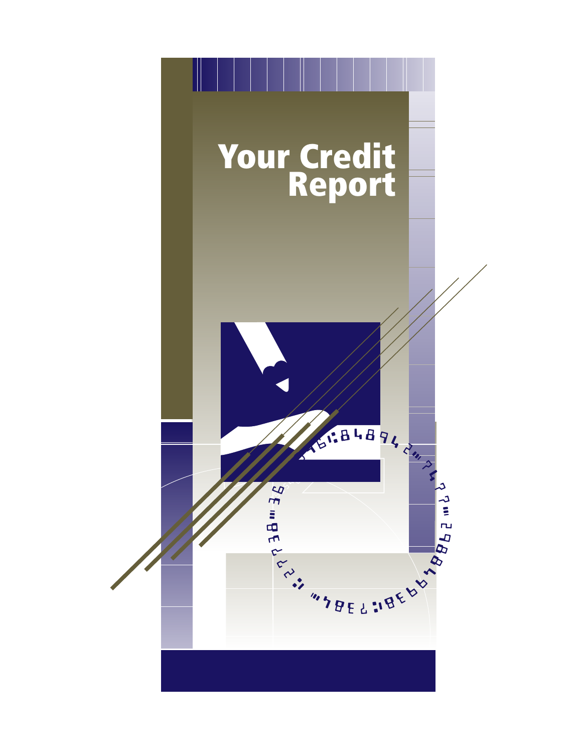# Your Credit Report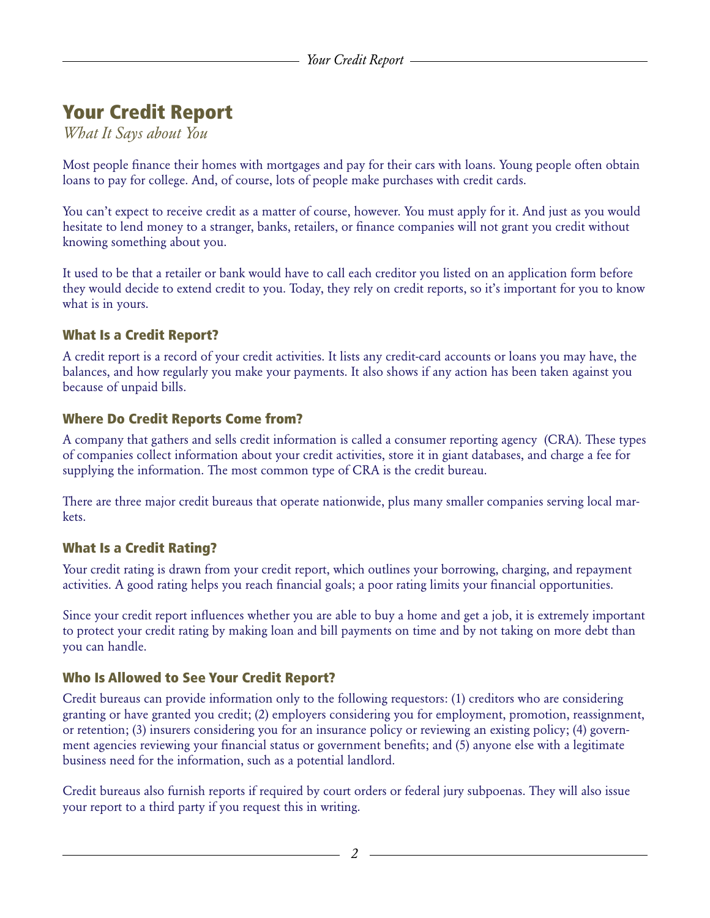# Your Credit Report

*What It Says about You*

Most people finance their homes with mortgages and pay for their cars with loans. Young people often obtain loans to pay for college. And, of course, lots of people make purchases with credit cards.

You can't expect to receive credit as a matter of course, however. You must apply for it. And just as you would hesitate to lend money to a stranger, banks, retailers, or finance companies will not grant you credit without knowing something about you.

It used to be that a retailer or bank would have to call each creditor you listed on an application form before they would decide to extend credit to you. Today, they rely on credit reports, so it's important for you to know what is in yours.

## What Is a Credit Report?

A credit report is a record of your credit activities. It lists any credit-card accounts or loans you may have, the balances, and how regularly you make your payments. It also shows if any action has been taken against you because of unpaid bills.

## Where Do Credit Reports Come from?

A company that gathers and sells credit information is called a consumer reporting agency (CRA). These types of companies collect information about your credit activities, store it in giant databases, and charge a fee for supplying the information. The most common type of CRA is the credit bureau.

There are three major credit bureaus that operate nationwide, plus many smaller companies serving local markets.

## What Is a Credit Rating?

Your credit rating is drawn from your credit report, which outlines your borrowing, charging, and repayment activities. A good rating helps you reach financial goals; a poor rating limits your financial opportunities.

Since your credit report influences whether you are able to buy a home and get a job, it is extremely important to protect your credit rating by making loan and bill payments on time and by not taking on more debt than you can handle.

## Who Is Allowed to See Your Credit Report?

Credit bureaus can provide information only to the following requestors: (1) creditors who are considering granting or have granted you credit; (2) employers considering you for employment, promotion, reassignment, or retention; (3) insurers considering you for an insurance policy or reviewing an existing policy; (4) government agencies reviewing your financial status or government benefits; and (5) anyone else with a legitimate business need for the information, such as a potential landlord.

Credit bureaus also furnish reports if required by court orders or federal jury subpoenas. They will also issue your report to a third party if you request this in writing.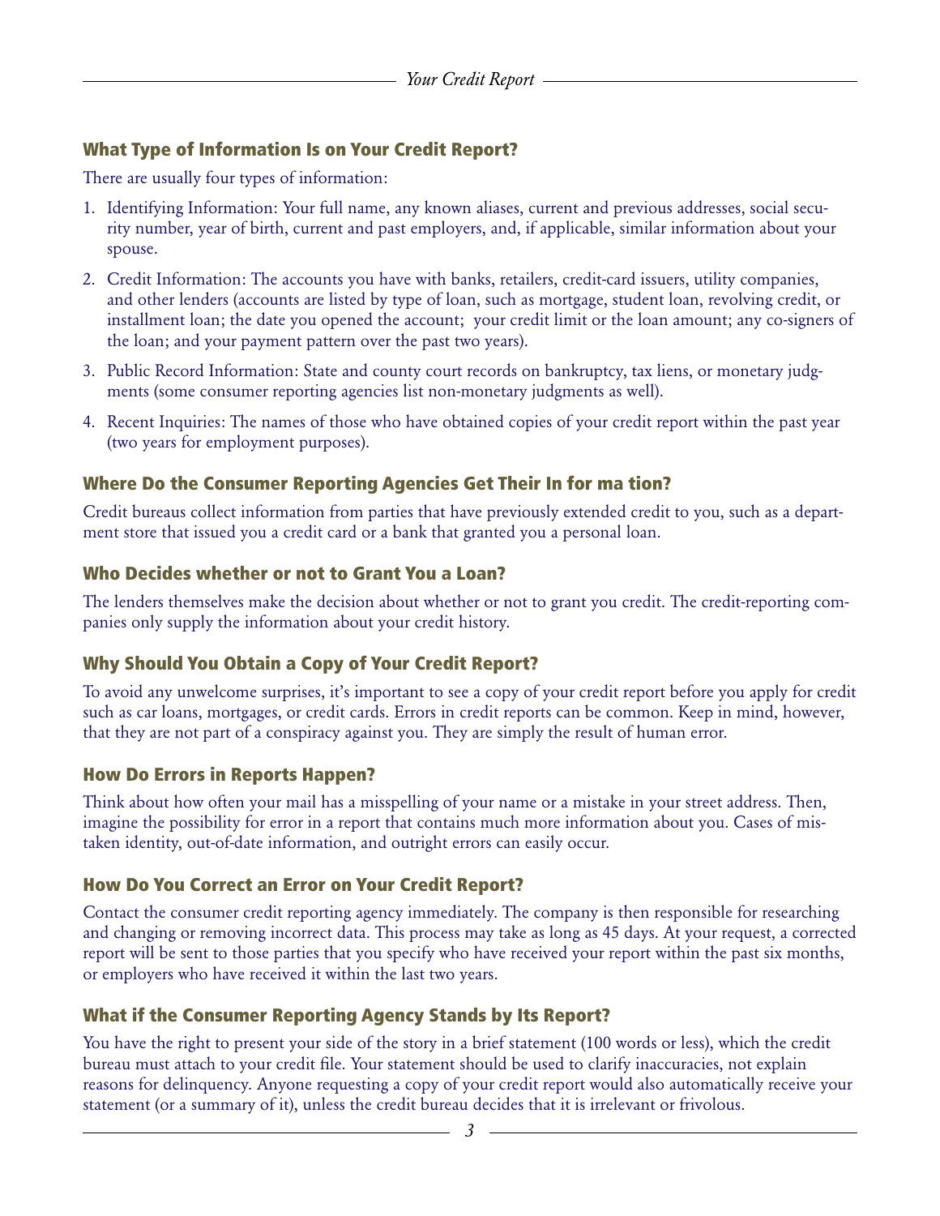## What Type of Information Is on Your Credit Report?

There are usually four types of information:

1. Identifying Information: Your full name, any known aliases, current and previous addresses, social security number, year of birth, current and past employers, and, if applicable, similar information about your spouse.
2. Credit Information: The accounts you have with banks, retailers, credit-card issuers, utility companies, and other lenders (accounts are listed by type of loan, such as mortgage, student loan, revolving credit, or installment loan; the date you opened the account; your credit limit or the loan amount; any co-signers of the loan; and your payment pattern over the past two years).
3. Public Record Information: State and county court records on bankruptcy, tax liens, or monetary judgments (some consumer reporting agencies list non-monetary judgments as well).
4. Recent Inquiries: The names of those who have obtained copies of your credit report within the past year (two years for employment purposes).

## Where Do the Consumer Reporting Agencies Get Their In for ma tion?

Credit bureaus collect information from parties that have previously extended credit to you, such as a department store that issued you a credit card or a bank that granted you a personal loan.

## Who Decides whether or not to Grant You a Loan?

The lenders themselves make the decision about whether or not to grant you credit. The credit-reporting companies only supply the information about your credit history.

## Why Should You Obtain a Copy of Your Credit Report?

To avoid any unwelcome surprises, it's important to see a copy of your credit report before you apply for credit such as car loans, mortgages, or credit cards. Errors in credit reports can be common. Keep in mind, however, that they are not part of a conspiracy against you. They are simply the result of human error.

## How Do Errors in Reports Happen?

Think about how often your mail has a misspelling of your name or a mistake in your street address. Then, imagine the possibility for error in a report that contains much more information about you. Cases of mistaken identity, out-of-date information, and outright errors can easily occur.

## How Do You Correct an Error on Your Credit Report?

Contact the consumer credit reporting agency immediately. The company is then responsible for researching and changing or removing incorrect data. This process may take as long as 45 days. At your request, a corrected report will be sent to those parties that you specify who have received your report within the past six months, or employers who have received it within the last two years.

## What if the Consumer Reporting Agency Stands by Its Report?

You have the right to present your side of the story in a brief statement (100 words or less), which the credit bureau must attach to your credit file. Your statement should be used to clarify inaccuracies, not explain reasons for delinquency. Anyone requesting a copy of your credit report would also automatically receive your statement (or a summary of it), unless the credit bureau decides that it is irrelevant or frivolous.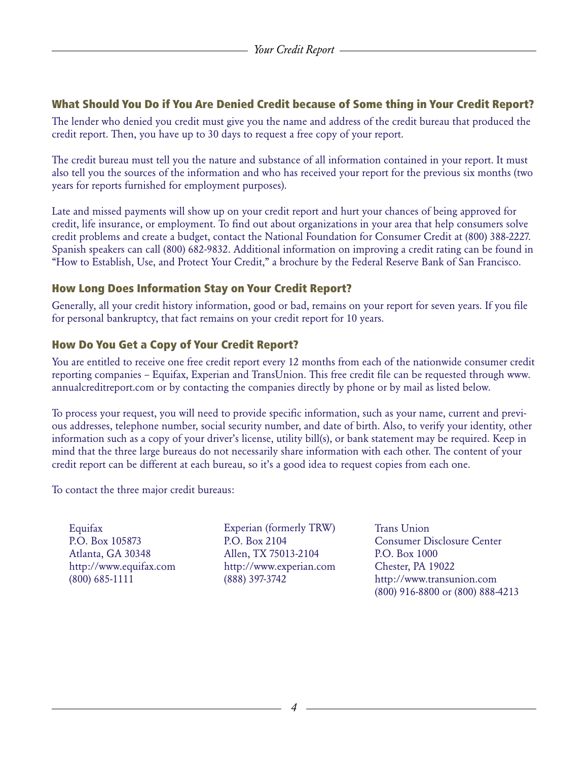## What Should You Do if You Are Denied Credit because of Some thing in Your Credit Report?

The lender who denied you credit must give you the name and address of the credit bureau that produced the credit report. Then, you have up to 30 days to request a free copy of your report.

The credit bureau must tell you the nature and substance of all information contained in your report. It must also tell you the sources of the information and who has received your report for the previous six months (two years for reports furnished for employment purposes).

Late and missed payments will show up on your credit report and hurt your chances of being approved for credit, life insurance, or employment. To find out about organizations in your area that help consumers solve credit problems and create a budget, contact the National Foundation for Consumer Credit at (800) 388-2227. Spanish speakers can call (800) 682-9832. Additional information on improving a credit rating can be found in "How to Establish, Use, and Protect Your Credit," a brochure by the Federal Reserve Bank of San Francisco.

## How Long Does Information Stay on Your Credit Report?

Generally, all your credit history information, good or bad, remains on your report for seven years. If you file for personal bankruptcy, that fact remains on your credit report for 10 years.

## How Do You Get a Copy of Your Credit Report?

You are entitled to receive one free credit report every 12 months from each of the nationwide consumer credit reporting companies – Equifax, Experian and TransUnion. This free credit file can be requested through www.annualcreditreport.com or by contacting the companies directly by phone or by mail as listed below.

To process your request, you will need to provide specific information, such as your name, current and previous addresses, telephone number, social security number, and date of birth. Also, to verify your identity, other information such as a copy of your driver's license, utility bill(s), or bank statement may be required. Keep in mind that the three large bureaus do not necessarily share information with each other. The content of your credit report can be different at each bureau, so it's a good idea to request copies from each one.

To contact the three major credit bureaus:

Equifax
P.O. Box 105873
Atlanta, GA 30348
http://www.equifax.com
(800) 685-1111

Experian (formerly TRW)
P.O. Box 2104
Allen, TX 75013-2104
http://www.experian.com
(888) 397-3742

Trans Union
Consumer Disclosure Center
P.O. Box 1000
Chester, PA 19022
http://www.transunion.com
(800) 916-8800 or (800) 888-4213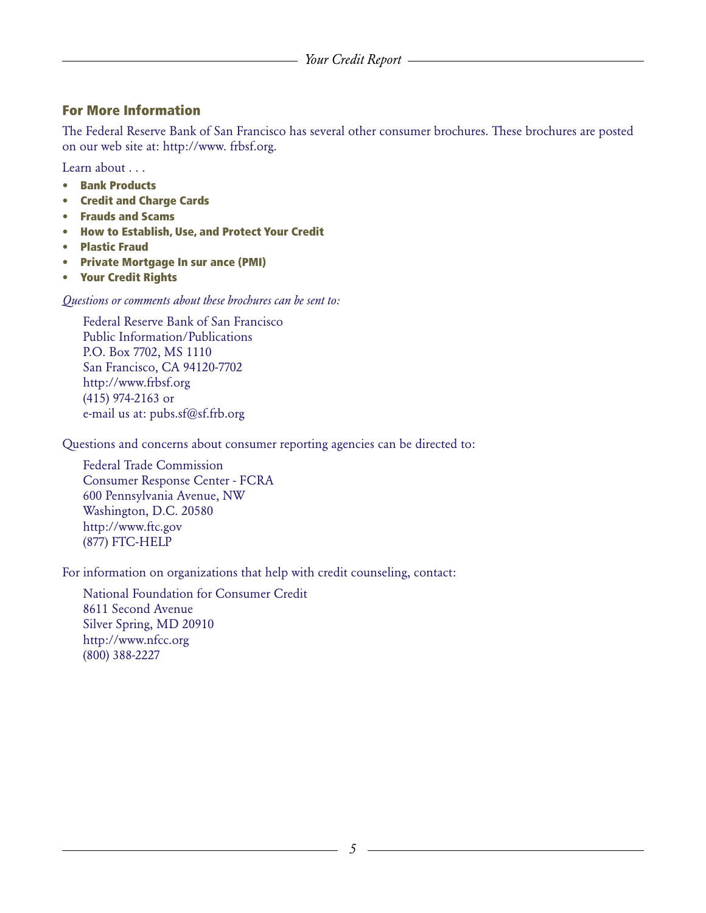## For More Information

The Federal Reserve Bank of San Francisco has several other consumer brochures. These brochures are posted on our web site at: http://www. frbsf.org.

Learn about . . .

- **Bank Products**
- **Credit and Charge Cards**
- **Frauds and Scams**
- **How to Establish, Use, and Protect Your Credit**
- **Plastic Fraud**
- **Private Mortgage In sur ance (PMI)**
- **Your Credit Rights**

*Questions or comments about these brochures can be sent to:*

Federal Reserve Bank of San Francisco
Public Information/Publications
P.O. Box 7702, MS 1110
San Francisco, CA 94120-7702
http://www.frbsf.org
(415) 974-2163 or
e-mail us at: pubs.sf@sf.frb.org

Questions and concerns about consumer reporting agencies can be directed to:

Federal Trade Commission
Consumer Response Center - FCRA
600 Pennsylvania Avenue, NW
Washington, D.C. 20580
http://www.ftc.gov
(877) FTC-HELP

For information on organizations that help with credit counseling, contact:

National Foundation for Consumer Credit
8611 Second Avenue
Silver Spring, MD 20910
http://www.nfcc.org
(800) 388-2227